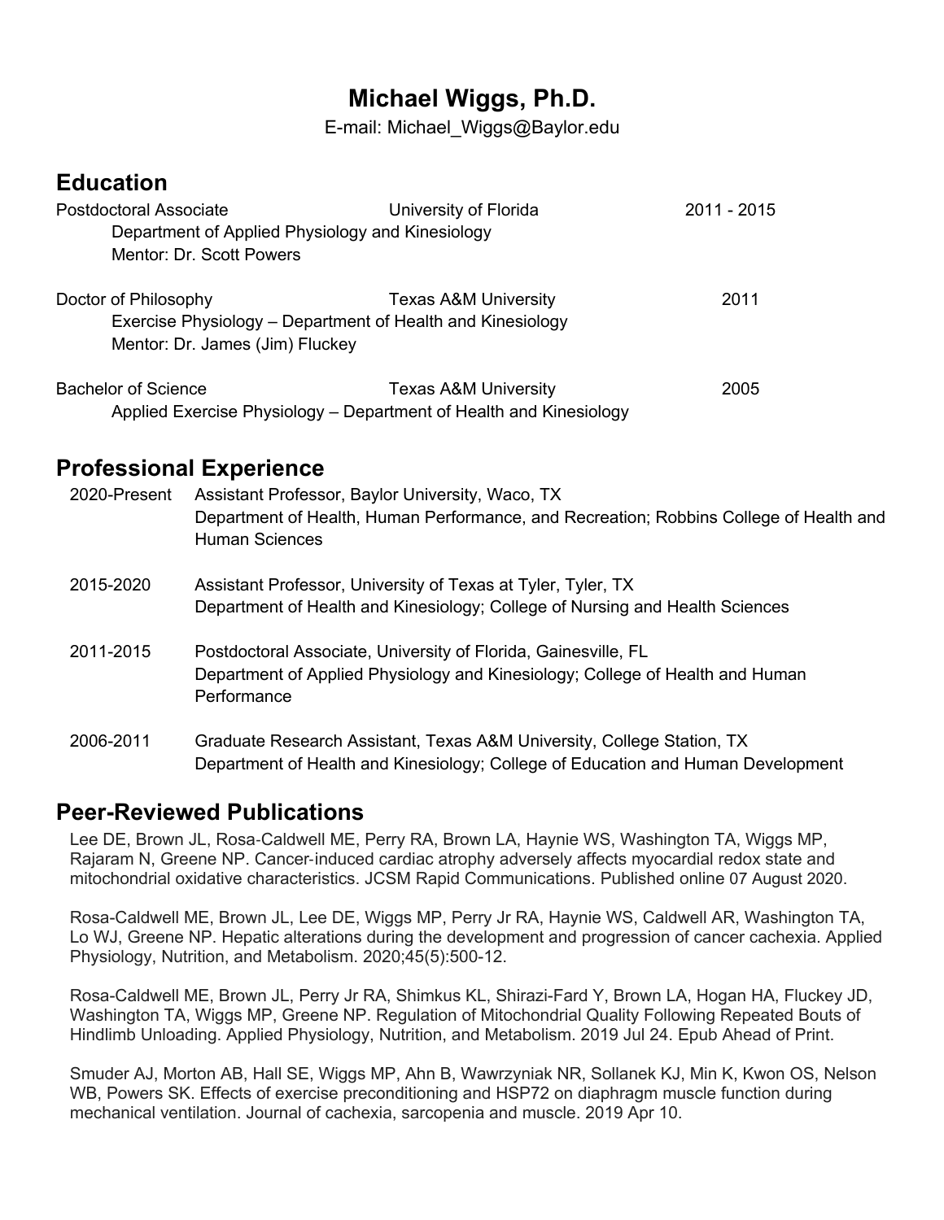# Michael Wiggs, Ph.D.

E-mail: Michael_Wiggs@Baylor.edu

## Education

Postdoctoral Associate — University of Florida — 2011 - 2015
Department of Applied Physiology and Kinesiology
Mentor: Dr. Scott Powers

Doctor of Philosophy — Texas A&M University — 2011
Exercise Physiology – Department of Health and Kinesiology
Mentor: Dr. James (Jim) Fluckey

Bachelor of Science — Texas A&M University — 2005
Applied Exercise Physiology – Department of Health and Kinesiology

## Professional Experience

**2020-Present** — Assistant Professor, Baylor University, Waco, TX
Department of Health, Human Performance, and Recreation; Robbins College of Health and Human Sciences

**2015-2020** — Assistant Professor, University of Texas at Tyler, Tyler, TX
Department of Health and Kinesiology; College of Nursing and Health Sciences

**2011-2015** — Postdoctoral Associate, University of Florida, Gainesville, FL
Department of Applied Physiology and Kinesiology; College of Health and Human Performance

**2006-2011** — Graduate Research Assistant, Texas A&M University, College Station, TX
Department of Health and Kinesiology; College of Education and Human Development

## Peer-Reviewed Publications

Lee DE, Brown JL, Rosa-Caldwell ME, Perry RA, Brown LA, Haynie WS, Washington TA, Wiggs MP, Rajaram N, Greene NP. Cancer-induced cardiac atrophy adversely affects myocardial redox state and mitochondrial oxidative characteristics. JCSM Rapid Communications. Published online 07 August 2020.

Rosa-Caldwell ME, Brown JL, Lee DE, Wiggs MP, Perry Jr RA, Haynie WS, Caldwell AR, Washington TA, Lo WJ, Greene NP. Hepatic alterations during the development and progression of cancer cachexia. Applied Physiology, Nutrition, and Metabolism. 2020;45(5):500-12.

Rosa-Caldwell ME, Brown JL, Perry Jr RA, Shimkus KL, Shirazi-Fard Y, Brown LA, Hogan HA, Fluckey JD, Washington TA, Wiggs MP, Greene NP. Regulation of Mitochondrial Quality Following Repeated Bouts of Hindlimb Unloading. Applied Physiology, Nutrition, and Metabolism. 2019 Jul 24. Epub Ahead of Print.

Smuder AJ, Morton AB, Hall SE, Wiggs MP, Ahn B, Wawrzyniak NR, Sollanek KJ, Min K, Kwon OS, Nelson WB, Powers SK. Effects of exercise preconditioning and HSP72 on diaphragm muscle function during mechanical ventilation. Journal of cachexia, sarcopenia and muscle. 2019 Apr 10.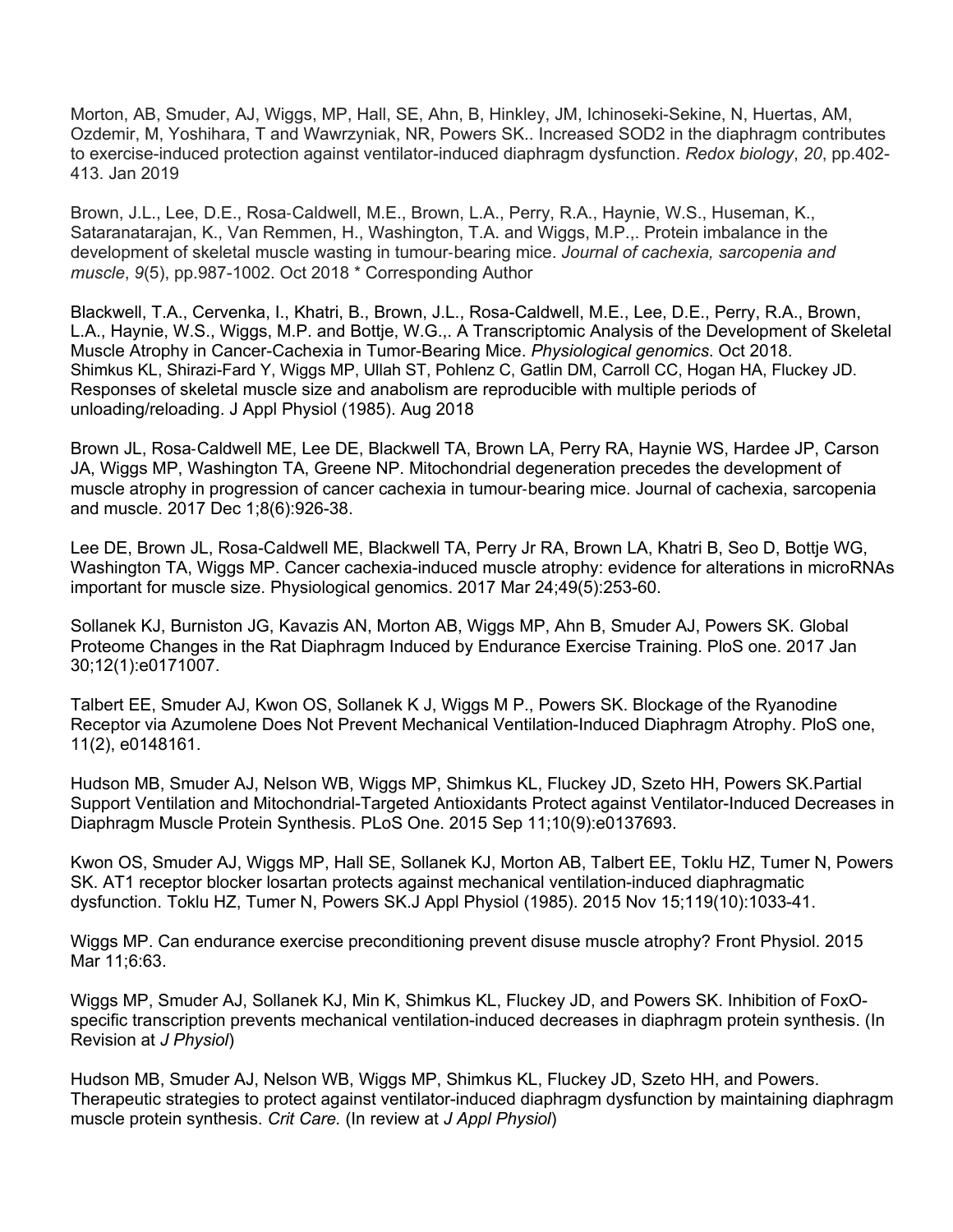Morton, AB, Smuder, AJ, Wiggs, MP, Hall, SE, Ahn, B, Hinkley, JM, Ichinoseki-Sekine, N, Huertas, AM, Ozdemir, M, Yoshihara, T and Wawrzyniak, NR, Powers SK.. Increased SOD2 in the diaphragm contributes to exercise-induced protection against ventilator-induced diaphragm dysfunction. *Redox biology*, *20*, pp.402-413. Jan 2019

Brown, J.L., Lee, D.E., Rosa‐Caldwell, M.E., Brown, L.A., Perry, R.A., Haynie, W.S., Huseman, K., Sataranatarajan, K., Van Remmen, H., Washington, T.A. and Wiggs, M.P.,. Protein imbalance in the development of skeletal muscle wasting in tumour‐bearing mice. *Journal of cachexia, sarcopenia and muscle*, *9*(5), pp.987-1002. Oct 2018 * Corresponding Author

Blackwell, T.A., Cervenka, I., Khatri, B., Brown, J.L., Rosa-Caldwell, M.E., Lee, D.E., Perry, R.A., Brown, L.A., Haynie, W.S., Wiggs, M.P. and Bottje, W.G.,. A Transcriptomic Analysis of the Development of Skeletal Muscle Atrophy in Cancer-Cachexia in Tumor-Bearing Mice. *Physiological genomics*. Oct 2018.
Shimkus KL, Shirazi-Fard Y, Wiggs MP, Ullah ST, Pohlenz C, Gatlin DM, Carroll CC, Hogan HA, Fluckey JD. Responses of skeletal muscle size and anabolism are reproducible with multiple periods of unloading/reloading. J Appl Physiol (1985). Aug 2018

Brown JL, Rosa‐Caldwell ME, Lee DE, Blackwell TA, Brown LA, Perry RA, Haynie WS, Hardee JP, Carson JA, Wiggs MP, Washington TA, Greene NP. Mitochondrial degeneration precedes the development of muscle atrophy in progression of cancer cachexia in tumour‐bearing mice. Journal of cachexia, sarcopenia and muscle. 2017 Dec 1;8(6):926-38.

Lee DE, Brown JL, Rosa-Caldwell ME, Blackwell TA, Perry Jr RA, Brown LA, Khatri B, Seo D, Bottje WG, Washington TA, Wiggs MP. Cancer cachexia-induced muscle atrophy: evidence for alterations in microRNAs important for muscle size. Physiological genomics. 2017 Mar 24;49(5):253-60.

Sollanek KJ, Burniston JG, Kavazis AN, Morton AB, Wiggs MP, Ahn B, Smuder AJ, Powers SK. Global Proteome Changes in the Rat Diaphragm Induced by Endurance Exercise Training. PloS one. 2017 Jan 30;12(1):e0171007.

Talbert EE, Smuder AJ, Kwon OS, Sollanek K J, Wiggs M P., Powers SK. Blockage of the Ryanodine Receptor via Azumolene Does Not Prevent Mechanical Ventilation-Induced Diaphragm Atrophy. PloS one, 11(2), e0148161.

Hudson MB, Smuder AJ, Nelson WB, Wiggs MP, Shimkus KL, Fluckey JD, Szeto HH, Powers SK.Partial Support Ventilation and Mitochondrial-Targeted Antioxidants Protect against Ventilator-Induced Decreases in Diaphragm Muscle Protein Synthesis. PLoS One. 2015 Sep 11;10(9):e0137693.

Kwon OS, Smuder AJ, Wiggs MP, Hall SE, Sollanek KJ, Morton AB, Talbert EE, Toklu HZ, Tumer N, Powers SK. AT1 receptor blocker losartan protects against mechanical ventilation-induced diaphragmatic dysfunction. Toklu HZ, Tumer N, Powers SK.J Appl Physiol (1985). 2015 Nov 15;119(10):1033-41.

Wiggs MP. Can endurance exercise preconditioning prevent disuse muscle atrophy? Front Physiol. 2015 Mar 11;6:63.

Wiggs MP, Smuder AJ, Sollanek KJ, Min K, Shimkus KL, Fluckey JD, and Powers SK. Inhibition of FoxO-specific transcription prevents mechanical ventilation-induced decreases in diaphragm protein synthesis. (In Revision at *J Physiol*)

Hudson MB, Smuder AJ, Nelson WB, Wiggs MP, Shimkus KL, Fluckey JD, Szeto HH, and Powers. Therapeutic strategies to protect against ventilator-induced diaphragm dysfunction by maintaining diaphragm muscle protein synthesis. *Crit Care.* (In review at *J Appl Physiol*)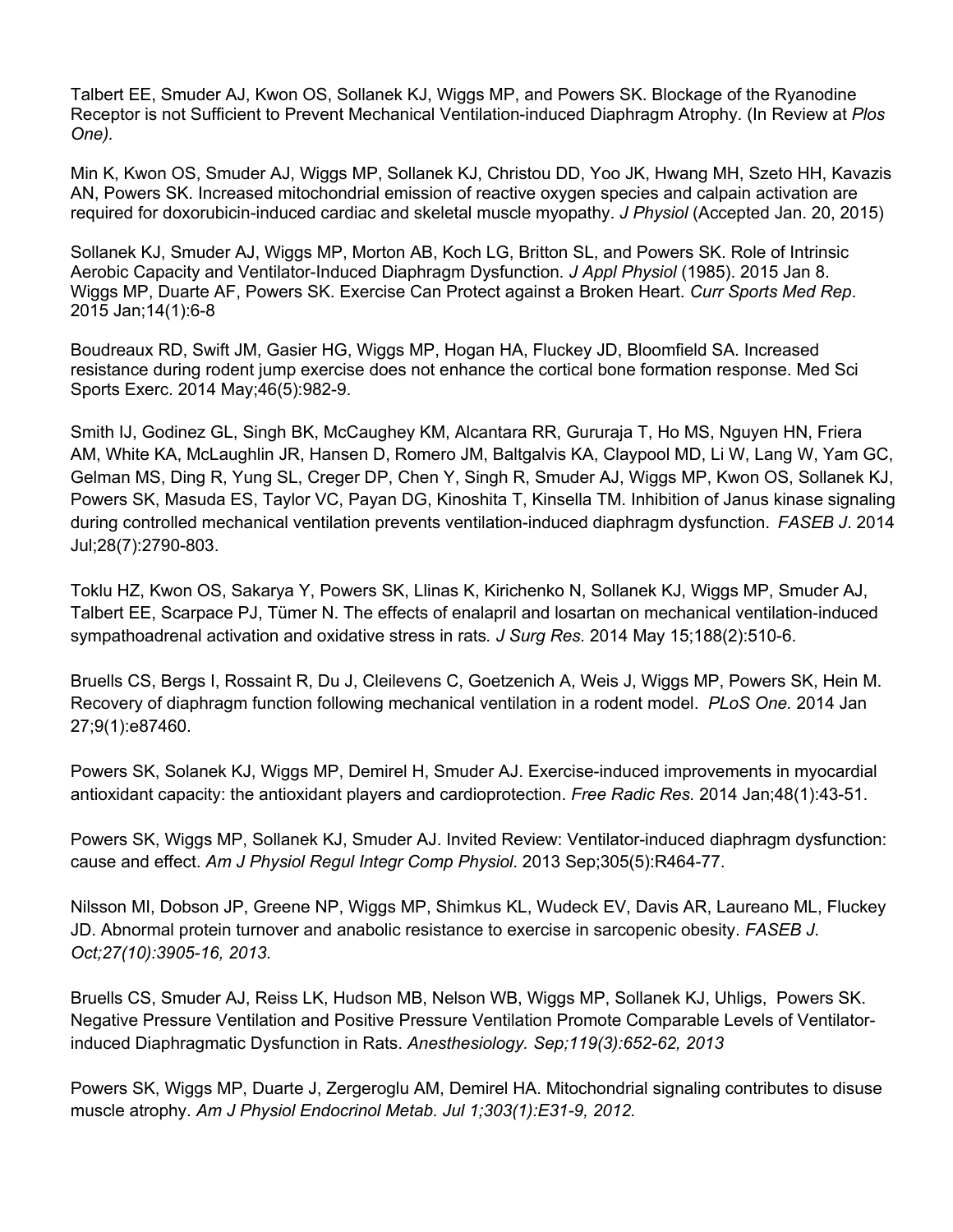Talbert EE, Smuder AJ, Kwon OS, Sollanek KJ, Wiggs MP, and Powers SK. Blockage of the Ryanodine Receptor is not Sufficient to Prevent Mechanical Ventilation-induced Diaphragm Atrophy. (In Review at *Plos One).*

Min K, Kwon OS, Smuder AJ, Wiggs MP, Sollanek KJ, Christou DD, Yoo JK, Hwang MH, Szeto HH, Kavazis AN, Powers SK. Increased mitochondrial emission of reactive oxygen species and calpain activation are required for doxorubicin-induced cardiac and skeletal muscle myopathy. *J Physiol* (Accepted Jan. 20, 2015)

Sollanek KJ, Smuder AJ, Wiggs MP, Morton AB, Koch LG, Britton SL, and Powers SK. Role of Intrinsic Aerobic Capacity and Ventilator-Induced Diaphragm Dysfunction. *J Appl Physiol* (1985). 2015 Jan 8.
Wiggs MP, Duarte AF, Powers SK. Exercise Can Protect against a Broken Heart. *Curr Sports Med Rep*. 2015 Jan;14(1):6-8

Boudreaux RD, Swift JM, Gasier HG, Wiggs MP, Hogan HA, Fluckey JD, Bloomfield SA. Increased resistance during rodent jump exercise does not enhance the cortical bone formation response. Med Sci Sports Exerc. 2014 May;46(5):982-9.

Smith IJ, Godinez GL, Singh BK, McCaughey KM, Alcantara RR, Gururaja T, Ho MS, Nguyen HN, Friera AM, White KA, McLaughlin JR, Hansen D, Romero JM, Baltgalvis KA, Claypool MD, Li W, Lang W, Yam GC, Gelman MS, Ding R, Yung SL, Creger DP, Chen Y, Singh R, Smuder AJ, Wiggs MP, Kwon OS, Sollanek KJ, Powers SK, Masuda ES, Taylor VC, Payan DG, Kinoshita T, Kinsella TM. Inhibition of Janus kinase signaling during controlled mechanical ventilation prevents ventilation-induced diaphragm dysfunction. *FASEB J*. 2014 Jul;28(7):2790-803.

Toklu HZ, Kwon OS, Sakarya Y, Powers SK, Llinas K, Kirichenko N, Sollanek KJ, Wiggs MP, Smuder AJ, Talbert EE, Scarpace PJ, Tümer N. The effects of enalapril and losartan on mechanical ventilation-induced sympathoadrenal activation and oxidative stress in rats*. J Surg Res.* 2014 May 15;188(2):510-6.

Bruells CS, Bergs I, Rossaint R, Du J, Cleilevens C, Goetzenich A, Weis J, Wiggs MP, Powers SK, Hein M. Recovery of diaphragm function following mechanical ventilation in a rodent model. *PLoS One.* 2014 Jan 27;9(1):e87460.

Powers SK, Solanek KJ, Wiggs MP, Demirel H, Smuder AJ. Exercise-induced improvements in myocardial antioxidant capacity: the antioxidant players and cardioprotection. *Free Radic Res.* 2014 Jan;48(1):43-51.

Powers SK, Wiggs MP, Sollanek KJ, Smuder AJ. Invited Review: Ventilator-induced diaphragm dysfunction: cause and effect. *Am J Physiol Regul Integr Comp Physiol*. 2013 Sep;305(5):R464-77.

Nilsson MI, Dobson JP, Greene NP, Wiggs MP, Shimkus KL, Wudeck EV, Davis AR, Laureano ML, Fluckey JD. Abnormal protein turnover and anabolic resistance to exercise in sarcopenic obesity. *FASEB J. Oct;27(10):3905-16, 2013.*

Bruells CS, Smuder AJ, Reiss LK, Hudson MB, Nelson WB, Wiggs MP, Sollanek KJ, Uhligs, Powers SK. Negative Pressure Ventilation and Positive Pressure Ventilation Promote Comparable Levels of Ventilator-induced Diaphragmatic Dysfunction in Rats. *Anesthesiology. Sep;119(3):652-62, 2013*

Powers SK, Wiggs MP, Duarte J, Zergeroglu AM, Demirel HA. Mitochondrial signaling contributes to disuse muscle atrophy. *Am J Physiol Endocrinol Metab. Jul 1;303(1):E31-9, 2012.*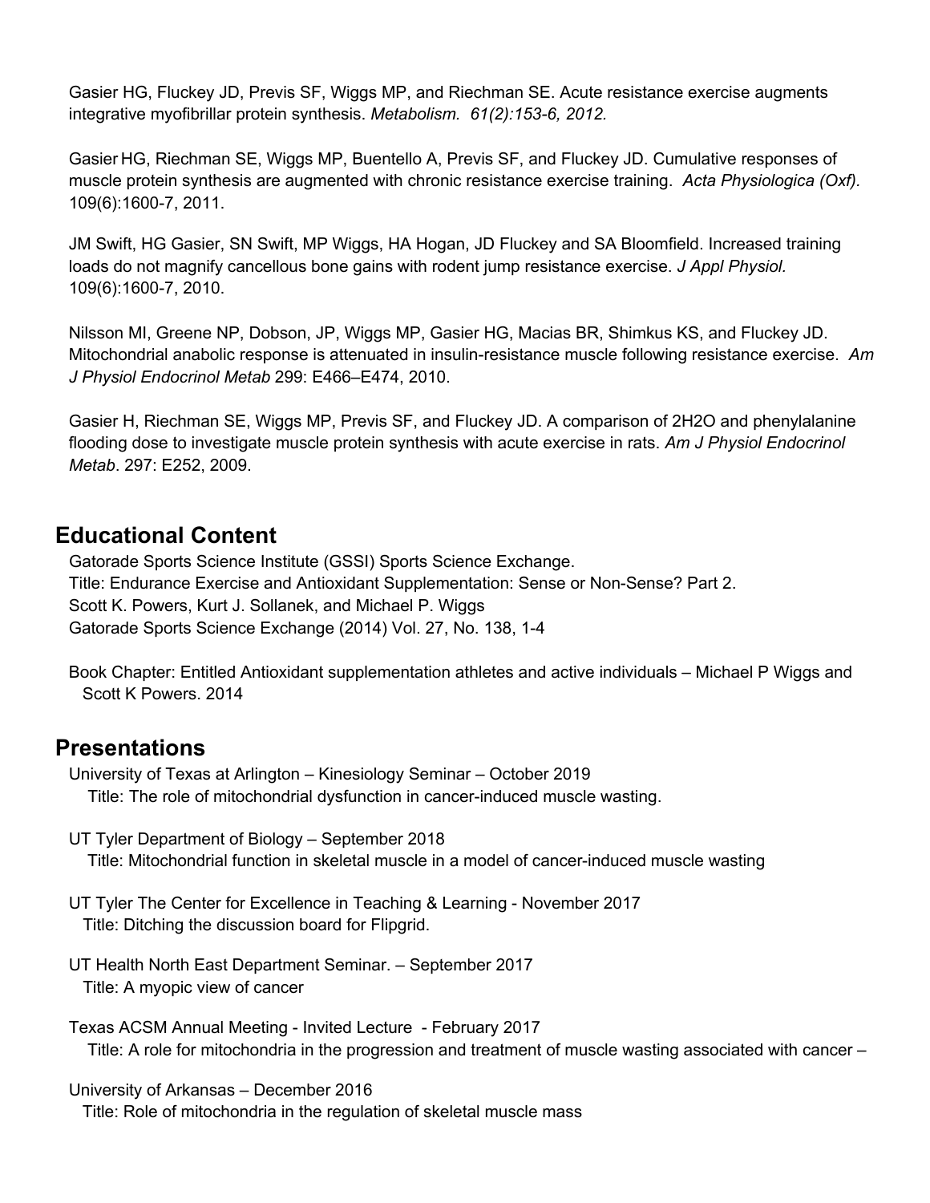Gasier HG, Fluckey JD, Previs SF, Wiggs MP, and Riechman SE. Acute resistance exercise augments integrative myofibrillar protein synthesis. *Metabolism. 61(2):153-6, 2012.*

Gasier HG, Riechman SE, Wiggs MP, Buentello A, Previs SF, and Fluckey JD. Cumulative responses of muscle protein synthesis are augmented with chronic resistance exercise training. *Acta Physiologica (Oxf).* 109(6):1600-7, 2011.

JM Swift, HG Gasier, SN Swift, MP Wiggs, HA Hogan, JD Fluckey and SA Bloomfield. Increased training loads do not magnify cancellous bone gains with rodent jump resistance exercise. *J Appl Physiol.* 109(6):1600-7, 2010.

Nilsson MI, Greene NP, Dobson, JP, Wiggs MP, Gasier HG, Macias BR, Shimkus KS, and Fluckey JD. Mitochondrial anabolic response is attenuated in insulin-resistance muscle following resistance exercise. *Am J Physiol Endocrinol Metab* 299: E466–E474, 2010.

Gasier H, Riechman SE, Wiggs MP, Previs SF, and Fluckey JD. A comparison of 2H2O and phenylalanine flooding dose to investigate muscle protein synthesis with acute exercise in rats. *Am J Physiol Endocrinol Metab*. 297: E252, 2009.

## Educational Content

Gatorade Sports Science Institute (GSSI) Sports Science Exchange.
Title: Endurance Exercise and Antioxidant Supplementation: Sense or Non-Sense? Part 2.
Scott K. Powers, Kurt J. Sollanek, and Michael P. Wiggs
Gatorade Sports Science Exchange (2014) Vol. 27, No. 138, 1-4

Book Chapter: Entitled Antioxidant supplementation athletes and active individuals – Michael P Wiggs and Scott K Powers. 2014

## Presentations

University of Texas at Arlington – Kinesiology Seminar – October 2019
Title: The role of mitochondrial dysfunction in cancer-induced muscle wasting.

UT Tyler Department of Biology – September 2018
Title: Mitochondrial function in skeletal muscle in a model of cancer-induced muscle wasting

UT Tyler The Center for Excellence in Teaching & Learning - November 2017
Title: Ditching the discussion board for Flipgrid.

UT Health North East Department Seminar. – September 2017
Title: A myopic view of cancer

Texas ACSM Annual Meeting - Invited Lecture - February 2017
Title: A role for mitochondria in the progression and treatment of muscle wasting associated with cancer –

University of Arkansas – December 2016
Title: Role of mitochondria in the regulation of skeletal muscle mass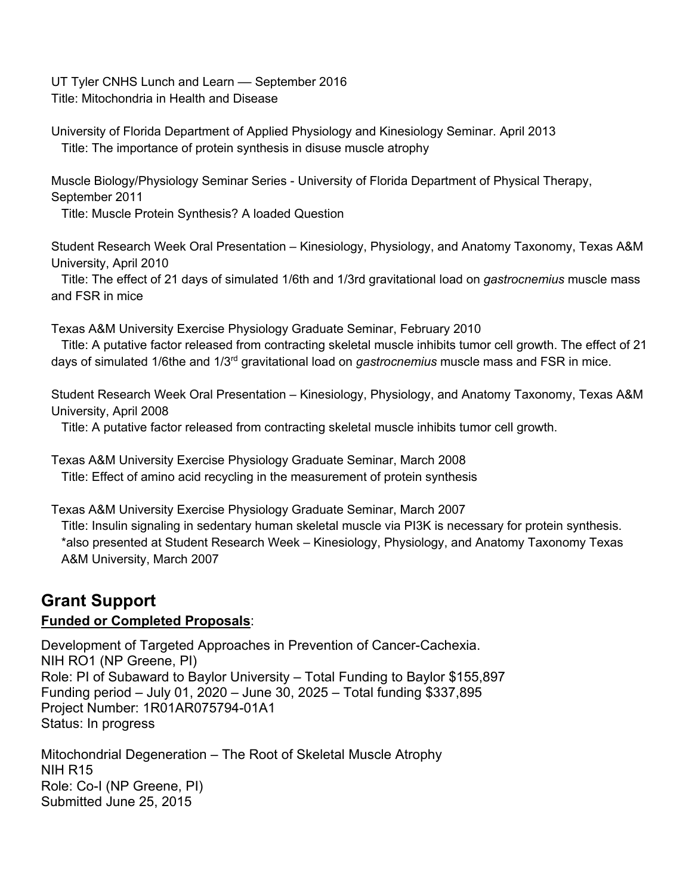UT Tyler CNHS Lunch and Learn — September 2016
Title: Mitochondria in Health and Disease

University of Florida Department of Applied Physiology and Kinesiology Seminar. April 2013
Title: The importance of protein synthesis in disuse muscle atrophy

Muscle Biology/Physiology Seminar Series - University of Florida Department of Physical Therapy, September 2011
Title: Muscle Protein Synthesis? A loaded Question

Student Research Week Oral Presentation – Kinesiology, Physiology, and Anatomy Taxonomy, Texas A&M University, April 2010
Title: The effect of 21 days of simulated 1/6th and 1/3rd gravitational load on *gastrocnemius* muscle mass and FSR in mice

Texas A&M University Exercise Physiology Graduate Seminar, February 2010
Title: A putative factor released from contracting skeletal muscle inhibits tumor cell growth. The effect of 21 days of simulated 1/6the and 1/3rd gravitational load on *gastrocnemius* muscle mass and FSR in mice.

Student Research Week Oral Presentation – Kinesiology, Physiology, and Anatomy Taxonomy, Texas A&M University, April 2008
Title: A putative factor released from contracting skeletal muscle inhibits tumor cell growth.

Texas A&M University Exercise Physiology Graduate Seminar, March 2008
Title: Effect of amino acid recycling in the measurement of protein synthesis

Texas A&M University Exercise Physiology Graduate Seminar, March 2007
Title: Insulin signaling in sedentary human skeletal muscle via PI3K is necessary for protein synthesis.
*also presented at Student Research Week – Kinesiology, Physiology, and Anatomy Taxonomy Texas A&M University, March 2007

## Grant Support

**Funded or Completed Proposals**:

Development of Targeted Approaches in Prevention of Cancer-Cachexia.
NIH RO1 (NP Greene, PI)
Role: PI of Subaward to Baylor University – Total Funding to Baylor $155,897
Funding period – July 01, 2020 – June 30, 2025 – Total funding $337,895
Project Number: 1R01AR075794-01A1
Status: In progress

Mitochondrial Degeneration – The Root of Skeletal Muscle Atrophy
NIH R15
Role: Co-I (NP Greene, PI)
Submitted June 25, 2015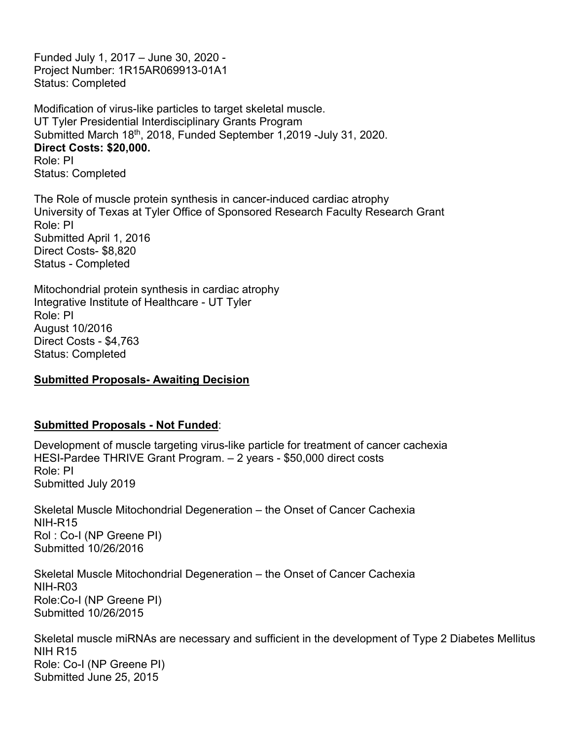Funded July 1, 2017 – June 30, 2020 -
Project Number: 1R15AR069913-01A1
Status: Completed

Modification of virus-like particles to target skeletal muscle.
UT Tyler Presidential Interdisciplinary Grants Program
Submitted March 18th, 2018, Funded September 1,2019 -July 31, 2020.
**Direct Costs: $20,000.**
Role: PI
Status: Completed

The Role of muscle protein synthesis in cancer-induced cardiac atrophy
University of Texas at Tyler Office of Sponsored Research Faculty Research Grant
Role: PI
Submitted April 1, 2016
Direct Costs- $8,820
Status - Completed

Mitochondrial protein synthesis in cardiac atrophy
Integrative Institute of Healthcare - UT Tyler
Role: PI
August 10/2016
Direct Costs - $4,763
Status: Completed

**Submitted Proposals- Awaiting Decision**

**Submitted Proposals - Not Funded**:

Development of muscle targeting virus-like particle for treatment of cancer cachexia
HESI-Pardee THRIVE Grant Program. – 2 years - $50,000 direct costs
Role: PI
Submitted July 2019

Skeletal Muscle Mitochondrial Degeneration – the Onset of Cancer Cachexia
NIH-R15
Rol : Co-I (NP Greene PI)
Submitted 10/26/2016

Skeletal Muscle Mitochondrial Degeneration – the Onset of Cancer Cachexia
NIH-R03
Role:Co-I (NP Greene PI)
Submitted 10/26/2015

Skeletal muscle miRNAs are necessary and sufficient in the development of Type 2 Diabetes Mellitus
NIH R15
Role: Co-I (NP Greene PI)
Submitted June 25, 2015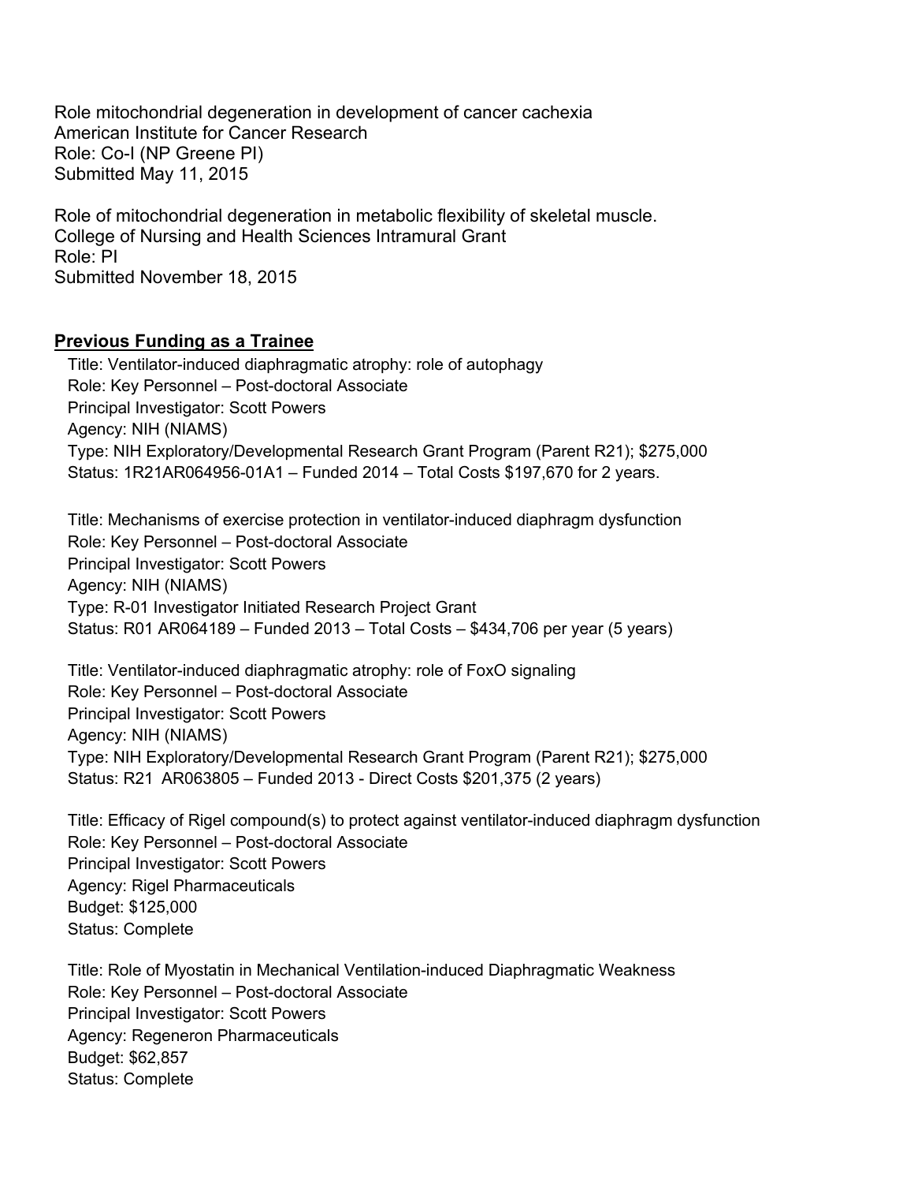Role mitochondrial degeneration in development of cancer cachexia
American Institute for Cancer Research
Role: Co-I (NP Greene PI)
Submitted May 11, 2015

Role of mitochondrial degeneration in metabolic flexibility of skeletal muscle.
College of Nursing and Health Sciences Intramural Grant
Role: PI
Submitted November 18, 2015

## Previous Funding as a Trainee

Title: Ventilator-induced diaphragmatic atrophy: role of autophagy
Role: Key Personnel – Post-doctoral Associate
Principal Investigator: Scott Powers
Agency: NIH (NIAMS)
Type: NIH Exploratory/Developmental Research Grant Program (Parent R21); $275,000
Status: 1R21AR064956-01A1 – Funded 2014 – Total Costs $197,670 for 2 years.

Title: Mechanisms of exercise protection in ventilator-induced diaphragm dysfunction
Role: Key Personnel – Post-doctoral Associate
Principal Investigator: Scott Powers
Agency: NIH (NIAMS)
Type: R-01 Investigator Initiated Research Project Grant
Status: R01 AR064189 – Funded 2013 – Total Costs – $434,706 per year (5 years)

Title: Ventilator-induced diaphragmatic atrophy: role of FoxO signaling
Role: Key Personnel – Post-doctoral Associate
Principal Investigator: Scott Powers
Agency: NIH (NIAMS)
Type: NIH Exploratory/Developmental Research Grant Program (Parent R21); $275,000
Status: R21 AR063805 – Funded 2013 - Direct Costs $201,375 (2 years)

Title: Efficacy of Rigel compound(s) to protect against ventilator-induced diaphragm dysfunction
Role: Key Personnel – Post-doctoral Associate
Principal Investigator: Scott Powers
Agency: Rigel Pharmaceuticals
Budget: $125,000
Status: Complete

Title: Role of Myostatin in Mechanical Ventilation-induced Diaphragmatic Weakness
Role: Key Personnel – Post-doctoral Associate
Principal Investigator: Scott Powers
Agency: Regeneron Pharmaceuticals
Budget: $62,857
Status: Complete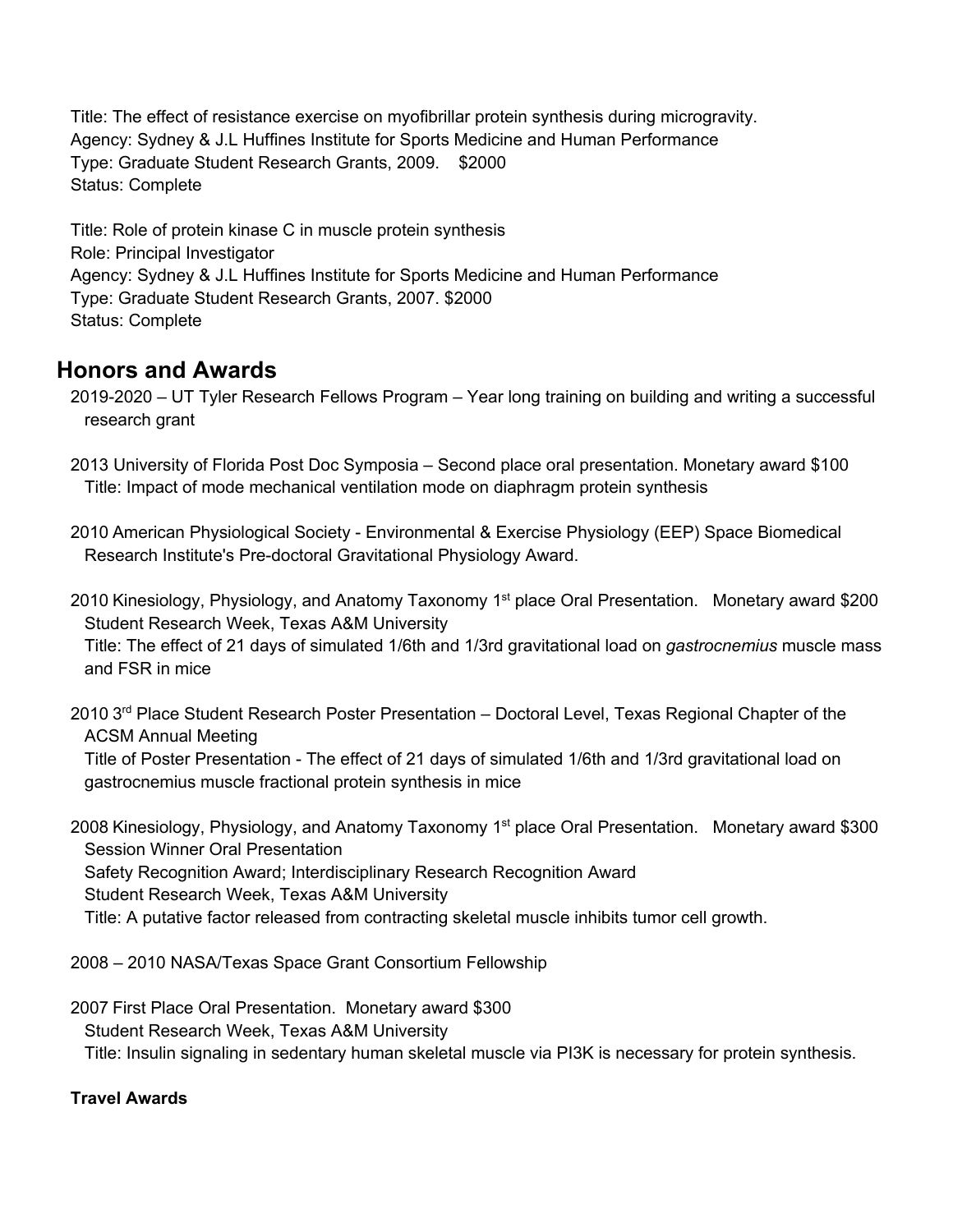Title: The effect of resistance exercise on myofibrillar protein synthesis during microgravity.
Agency: Sydney & J.L Huffines Institute for Sports Medicine and Human Performance
Type: Graduate Student Research Grants, 2009. $2000
Status: Complete

Title: Role of protein kinase C in muscle protein synthesis
Role: Principal Investigator
Agency: Sydney & J.L Huffines Institute for Sports Medicine and Human Performance
Type: Graduate Student Research Grants, 2007. $2000
Status: Complete

## Honors and Awards

2019-2020 – UT Tyler Research Fellows Program – Year long training on building and writing a successful research grant

2013 University of Florida Post Doc Symposia – Second place oral presentation. Monetary award $100
Title: Impact of mode mechanical ventilation mode on diaphragm protein synthesis

2010 American Physiological Society - Environmental & Exercise Physiology (EEP) Space Biomedical Research Institute's Pre-doctoral Gravitational Physiology Award.

2010 Kinesiology, Physiology, and Anatomy Taxonomy 1st place Oral Presentation. Monetary award $200
Student Research Week, Texas A&M University
Title: The effect of 21 days of simulated 1/6th and 1/3rd gravitational load on *gastrocnemius* muscle mass and FSR in mice

2010 3rd Place Student Research Poster Presentation – Doctoral Level, Texas Regional Chapter of the ACSM Annual Meeting
Title of Poster Presentation - The effect of 21 days of simulated 1/6th and 1/3rd gravitational load on gastrocnemius muscle fractional protein synthesis in mice

2008 Kinesiology, Physiology, and Anatomy Taxonomy 1st place Oral Presentation. Monetary award $300
Session Winner Oral Presentation
Safety Recognition Award; Interdisciplinary Research Recognition Award
Student Research Week, Texas A&M University
Title: A putative factor released from contracting skeletal muscle inhibits tumor cell growth.

2008 – 2010 NASA/Texas Space Grant Consortium Fellowship

2007 First Place Oral Presentation. Monetary award $300
Student Research Week, Texas A&M University
Title: Insulin signaling in sedentary human skeletal muscle via PI3K is necessary for protein synthesis.

**Travel Awards**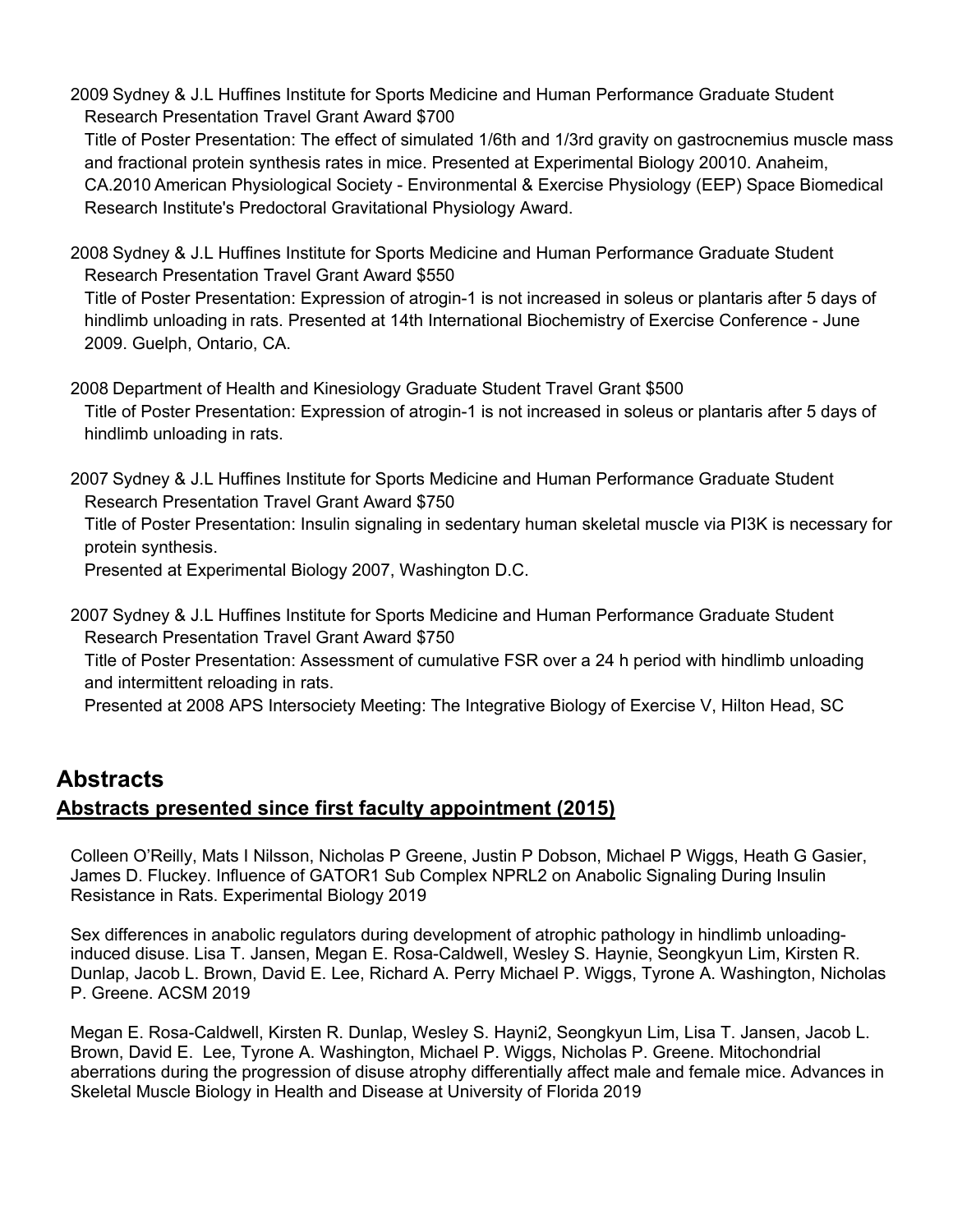2009 Sydney & J.L Huffines Institute for Sports Medicine and Human Performance Graduate Student Research Presentation Travel Grant Award $700
Title of Poster Presentation: The effect of simulated 1/6th and 1/3rd gravity on gastrocnemius muscle mass and fractional protein synthesis rates in mice. Presented at Experimental Biology 20010. Anaheim, CA.2010 American Physiological Society - Environmental & Exercise Physiology (EEP) Space Biomedical Research Institute's Predoctoral Gravitational Physiology Award.

2008 Sydney & J.L Huffines Institute for Sports Medicine and Human Performance Graduate Student Research Presentation Travel Grant Award $550
Title of Poster Presentation: Expression of atrogin-1 is not increased in soleus or plantaris after 5 days of hindlimb unloading in rats. Presented at 14th International Biochemistry of Exercise Conference - June 2009. Guelph, Ontario, CA.

2008 Department of Health and Kinesiology Graduate Student Travel Grant $500
Title of Poster Presentation: Expression of atrogin-1 is not increased in soleus or plantaris after 5 days of hindlimb unloading in rats.

2007 Sydney & J.L Huffines Institute for Sports Medicine and Human Performance Graduate Student Research Presentation Travel Grant Award $750
Title of Poster Presentation: Insulin signaling in sedentary human skeletal muscle via PI3K is necessary for protein synthesis.
Presented at Experimental Biology 2007, Washington D.C.

2007 Sydney & J.L Huffines Institute for Sports Medicine and Human Performance Graduate Student Research Presentation Travel Grant Award $750
Title of Poster Presentation: Assessment of cumulative FSR over a 24 h period with hindlimb unloading and intermittent reloading in rats.
Presented at 2008 APS Intersociety Meeting: The Integrative Biology of Exercise V, Hilton Head, SC

# Abstracts

## Abstracts presented since first faculty appointment (2015)

Colleen O'Reilly, Mats I Nilsson, Nicholas P Greene, Justin P Dobson, Michael P Wiggs, Heath G Gasier, James D. Fluckey. Influence of GATOR1 Sub Complex NPRL2 on Anabolic Signaling During Insulin Resistance in Rats. Experimental Biology 2019

Sex differences in anabolic regulators during development of atrophic pathology in hindlimb unloading-induced disuse. Lisa T. Jansen, Megan E. Rosa-Caldwell, Wesley S. Haynie, Seongkyun Lim, Kirsten R. Dunlap, Jacob L. Brown, David E. Lee, Richard A. Perry Michael P. Wiggs, Tyrone A. Washington, Nicholas P. Greene. ACSM 2019

Megan E. Rosa-Caldwell, Kirsten R. Dunlap, Wesley S. Hayni2, Seongkyun Lim, Lisa T. Jansen, Jacob L. Brown, David E. Lee, Tyrone A. Washington, Michael P. Wiggs, Nicholas P. Greene. Mitochondrial aberrations during the progression of disuse atrophy differentially affect male and female mice. Advances in Skeletal Muscle Biology in Health and Disease at University of Florida 2019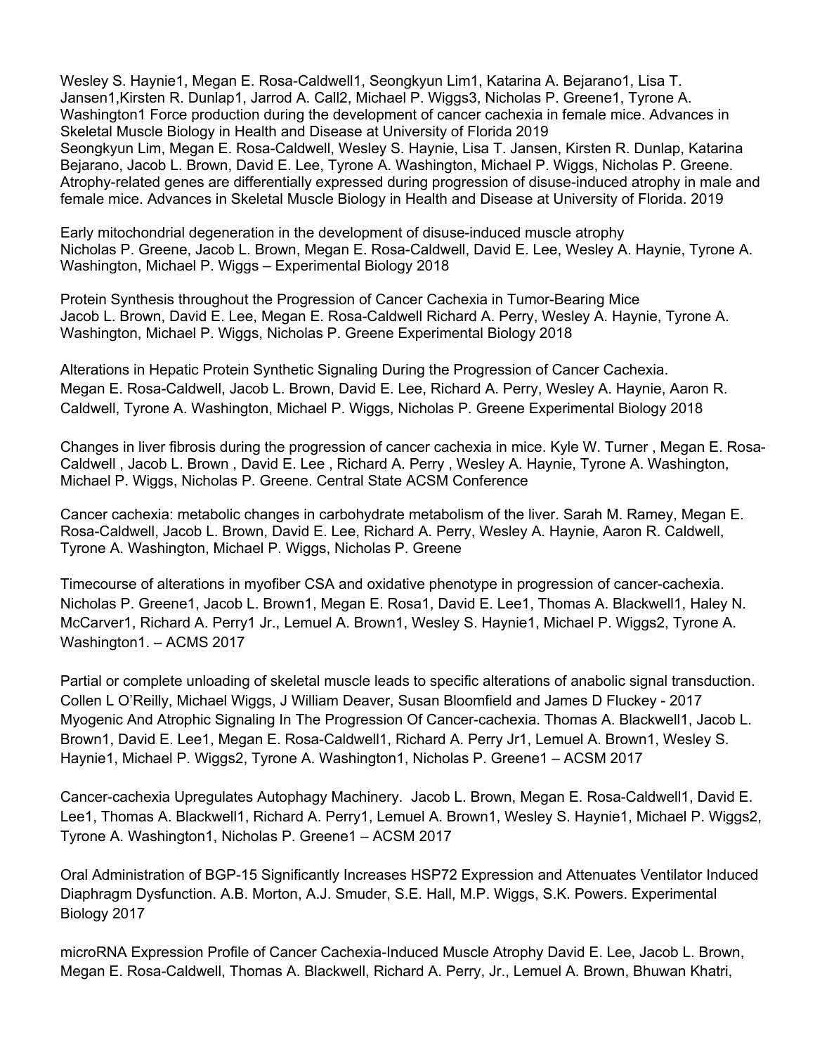Wesley S. Haynie1, Megan E. Rosa-Caldwell1, Seongkyun Lim1, Katarina A. Bejarano1, Lisa T. Jansen1,Kirsten R. Dunlap1, Jarrod A. Call2, Michael P. Wiggs3, Nicholas P. Greene1, Tyrone A. Washington1 Force production during the development of cancer cachexia in female mice. Advances in Skeletal Muscle Biology in Health and Disease at University of Florida 2019
Seongkyun Lim, Megan E. Rosa-Caldwell, Wesley S. Haynie, Lisa T. Jansen, Kirsten R. Dunlap, Katarina Bejarano, Jacob L. Brown, David E. Lee, Tyrone A. Washington, Michael P. Wiggs, Nicholas P. Greene. Atrophy-related genes are differentially expressed during progression of disuse-induced atrophy in male and female mice. Advances in Skeletal Muscle Biology in Health and Disease at University of Florida. 2019

Early mitochondrial degeneration in the development of disuse-induced muscle atrophy
Nicholas P. Greene, Jacob L. Brown, Megan E. Rosa-Caldwell, David E. Lee, Wesley A. Haynie, Tyrone A. Washington, Michael P. Wiggs – Experimental Biology 2018

Protein Synthesis throughout the Progression of Cancer Cachexia in Tumor-Bearing Mice
Jacob L. Brown, David E. Lee, Megan E. Rosa-Caldwell Richard A. Perry, Wesley A. Haynie, Tyrone A. Washington, Michael P. Wiggs, Nicholas P. Greene Experimental Biology 2018

Alterations in Hepatic Protein Synthetic Signaling During the Progression of Cancer Cachexia.
Megan E. Rosa-Caldwell, Jacob L. Brown, David E. Lee, Richard A. Perry, Wesley A. Haynie, Aaron R. Caldwell, Tyrone A. Washington, Michael P. Wiggs, Nicholas P. Greene Experimental Biology 2018

Changes in liver fibrosis during the progression of cancer cachexia in mice. Kyle W. Turner , Megan E. Rosa-Caldwell , Jacob L. Brown , David E. Lee , Richard A. Perry , Wesley A. Haynie, Tyrone A. Washington, Michael P. Wiggs, Nicholas P. Greene. Central State ACSM Conference

Cancer cachexia: metabolic changes in carbohydrate metabolism of the liver. Sarah M. Ramey, Megan E. Rosa-Caldwell, Jacob L. Brown, David E. Lee, Richard A. Perry, Wesley A. Haynie, Aaron R. Caldwell, Tyrone A. Washington, Michael P. Wiggs, Nicholas P. Greene

Timecourse of alterations in myofiber CSA and oxidative phenotype in progression of cancer-cachexia. Nicholas P. Greene1, Jacob L. Brown1, Megan E. Rosa1, David E. Lee1, Thomas A. Blackwell1, Haley N. McCarver1, Richard A. Perry1 Jr., Lemuel A. Brown1, Wesley S. Haynie1, Michael P. Wiggs2, Tyrone A. Washington1. – ACMS 2017

Partial or complete unloading of skeletal muscle leads to specific alterations of anabolic signal transduction. Collen L O'Reilly, Michael Wiggs, J William Deaver, Susan Bloomfield and James D Fluckey - 2017
Myogenic And Atrophic Signaling In The Progression Of Cancer-cachexia. Thomas A. Blackwell1, Jacob L. Brown1, David E. Lee1, Megan E. Rosa-Caldwell1, Richard A. Perry Jr1, Lemuel A. Brown1, Wesley S. Haynie1, Michael P. Wiggs2, Tyrone A. Washington1, Nicholas P. Greene1 – ACSM 2017

Cancer-cachexia Upregulates Autophagy Machinery. Jacob L. Brown, Megan E. Rosa-Caldwell1, David E. Lee1, Thomas A. Blackwell1, Richard A. Perry1, Lemuel A. Brown1, Wesley S. Haynie1, Michael P. Wiggs2, Tyrone A. Washington1, Nicholas P. Greene1 – ACSM 2017

Oral Administration of BGP-15 Significantly Increases HSP72 Expression and Attenuates Ventilator Induced Diaphragm Dysfunction. A.B. Morton, A.J. Smuder, S.E. Hall, M.P. Wiggs, S.K. Powers. Experimental Biology 2017

microRNA Expression Profile of Cancer Cachexia-Induced Muscle Atrophy David E. Lee, Jacob L. Brown, Megan E. Rosa-Caldwell, Thomas A. Blackwell, Richard A. Perry, Jr., Lemuel A. Brown, Bhuwan Khatri,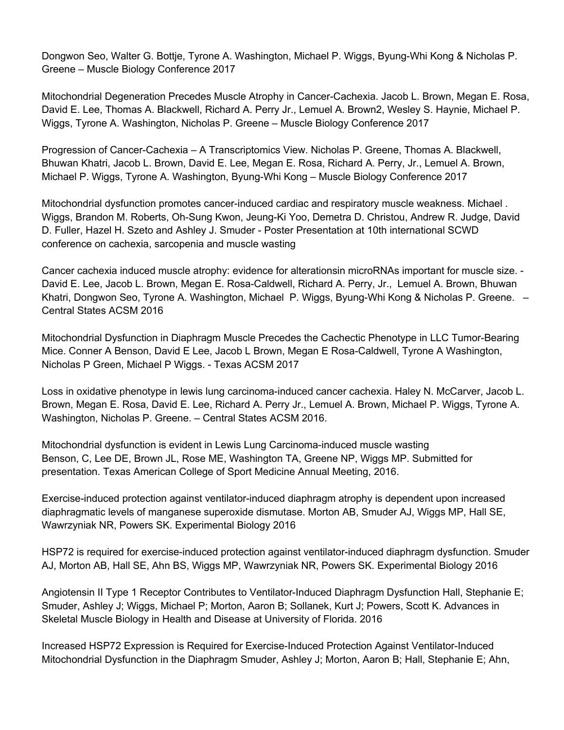Dongwon Seo, Walter G. Bottje, Tyrone A. Washington, Michael P. Wiggs, Byung-Whi Kong & Nicholas P. Greene – Muscle Biology Conference 2017

Mitochondrial Degeneration Precedes Muscle Atrophy in Cancer-Cachexia. Jacob L. Brown, Megan E. Rosa, David E. Lee, Thomas A. Blackwell, Richard A. Perry Jr., Lemuel A. Brown2, Wesley S. Haynie, Michael P. Wiggs, Tyrone A. Washington, Nicholas P. Greene – Muscle Biology Conference 2017

Progression of Cancer-Cachexia – A Transcriptomics View. Nicholas P. Greene, Thomas A. Blackwell, Bhuwan Khatri, Jacob L. Brown, David E. Lee, Megan E. Rosa, Richard A. Perry, Jr., Lemuel A. Brown, Michael P. Wiggs, Tyrone A. Washington, Byung-Whi Kong – Muscle Biology Conference 2017

Mitochondrial dysfunction promotes cancer-induced cardiac and respiratory muscle weakness. Michael . Wiggs, Brandon M. Roberts, Oh-Sung Kwon, Jeung-Ki Yoo, Demetra D. Christou, Andrew R. Judge, David D. Fuller, Hazel H. Szeto and Ashley J. Smuder - Poster Presentation at 10th international SCWD conference on cachexia, sarcopenia and muscle wasting

Cancer cachexia induced muscle atrophy: evidence for alterationsin microRNAs important for muscle size. - David E. Lee, Jacob L. Brown, Megan E. Rosa-Caldwell, Richard A. Perry, Jr., Lemuel A. Brown, Bhuwan Khatri, Dongwon Seo, Tyrone A. Washington, Michael P. Wiggs, Byung-Whi Kong & Nicholas P. Greene. – Central States ACSM 2016

Mitochondrial Dysfunction in Diaphragm Muscle Precedes the Cachectic Phenotype in LLC Tumor-Bearing Mice. Conner A Benson, David E Lee, Jacob L Brown, Megan E Rosa-Caldwell, Tyrone A Washington, Nicholas P Green, Michael P Wiggs. - Texas ACSM 2017

Loss in oxidative phenotype in lewis lung carcinoma-induced cancer cachexia. Haley N. McCarver, Jacob L. Brown, Megan E. Rosa, David E. Lee, Richard A. Perry Jr., Lemuel A. Brown, Michael P. Wiggs, Tyrone A. Washington, Nicholas P. Greene. – Central States ACSM 2016.

Mitochondrial dysfunction is evident in Lewis Lung Carcinoma-induced muscle wasting
Benson, C, Lee DE, Brown JL, Rose ME, Washington TA, Greene NP, Wiggs MP. Submitted for presentation. Texas American College of Sport Medicine Annual Meeting, 2016.

Exercise-induced protection against ventilator-induced diaphragm atrophy is dependent upon increased diaphragmatic levels of manganese superoxide dismutase. Morton AB, Smuder AJ, Wiggs MP, Hall SE, Wawrzyniak NR, Powers SK. Experimental Biology 2016

HSP72 is required for exercise-induced protection against ventilator-induced diaphragm dysfunction. Smuder AJ, Morton AB, Hall SE, Ahn BS, Wiggs MP, Wawrzyniak NR, Powers SK. Experimental Biology 2016

Angiotensin II Type 1 Receptor Contributes to Ventilator-Induced Diaphragm Dysfunction Hall, Stephanie E; Smuder, Ashley J; Wiggs, Michael P; Morton, Aaron B; Sollanek, Kurt J; Powers, Scott K. Advances in Skeletal Muscle Biology in Health and Disease at University of Florida. 2016

Increased HSP72 Expression is Required for Exercise-Induced Protection Against Ventilator-Induced Mitochondrial Dysfunction in the Diaphragm Smuder, Ashley J; Morton, Aaron B; Hall, Stephanie E; Ahn,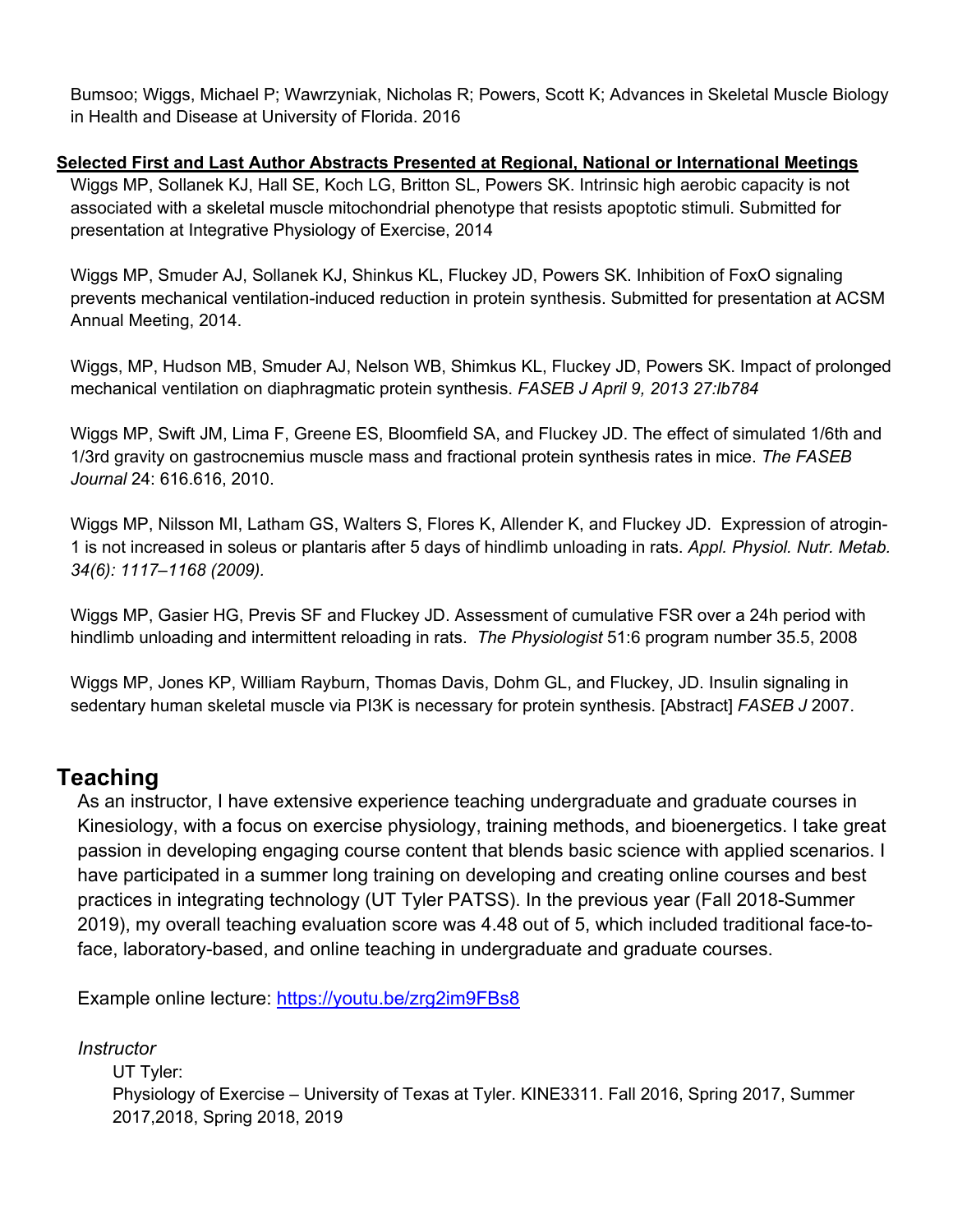Bumsoo; Wiggs, Michael P; Wawrzyniak, Nicholas R; Powers, Scott K; Advances in Skeletal Muscle Biology in Health and Disease at University of Florida. 2016

**Selected First and Last Author Abstracts Presented at Regional, National or International Meetings**

Wiggs MP, Sollanek KJ, Hall SE, Koch LG, Britton SL, Powers SK. Intrinsic high aerobic capacity is not associated with a skeletal muscle mitochondrial phenotype that resists apoptotic stimuli. Submitted for presentation at Integrative Physiology of Exercise, 2014

Wiggs MP, Smuder AJ, Sollanek KJ, Shinkus KL, Fluckey JD, Powers SK. Inhibition of FoxO signaling prevents mechanical ventilation-induced reduction in protein synthesis. Submitted for presentation at ACSM Annual Meeting, 2014.

Wiggs, MP, Hudson MB, Smuder AJ, Nelson WB, Shimkus KL, Fluckey JD, Powers SK. Impact of prolonged mechanical ventilation on diaphragmatic protein synthesis. *FASEB J April 9, 2013 27:lb784*

Wiggs MP, Swift JM, Lima F, Greene ES, Bloomfield SA, and Fluckey JD. The effect of simulated 1/6th and 1/3rd gravity on gastrocnemius muscle mass and fractional protein synthesis rates in mice. *The FASEB Journal* 24: 616.616, 2010.

Wiggs MP, Nilsson MI, Latham GS, Walters S, Flores K, Allender K, and Fluckey JD. Expression of atrogin-1 is not increased in soleus or plantaris after 5 days of hindlimb unloading in rats. *Appl. Physiol. Nutr. Metab. 34(6): 1117–1168 (2009).*

Wiggs MP, Gasier HG, Previs SF and Fluckey JD. Assessment of cumulative FSR over a 24h period with hindlimb unloading and intermittent reloading in rats. *The Physiologist* 51:6 program number 35.5, 2008

Wiggs MP, Jones KP, William Rayburn, Thomas Davis, Dohm GL, and Fluckey, JD. Insulin signaling in sedentary human skeletal muscle via PI3K is necessary for protein synthesis. [Abstract] *FASEB J* 2007.

## Teaching

As an instructor, I have extensive experience teaching undergraduate and graduate courses in Kinesiology, with a focus on exercise physiology, training methods, and bioenergetics. I take great passion in developing engaging course content that blends basic science with applied scenarios. I have participated in a summer long training on developing and creating online courses and best practices in integrating technology (UT Tyler PATSS). In the previous year (Fall 2018-Summer 2019), my overall teaching evaluation score was 4.48 out of 5, which included traditional face-to-face, laboratory-based, and online teaching in undergraduate and graduate courses.

Example online lecture: [https://youtu.be/zrg2im9FBs8](https://youtu.be/zrg2im9FBs8)

*Instructor*

UT Tyler:

Physiology of Exercise – University of Texas at Tyler. KINE3311. Fall 2016, Spring 2017, Summer 2017,2018, Spring 2018, 2019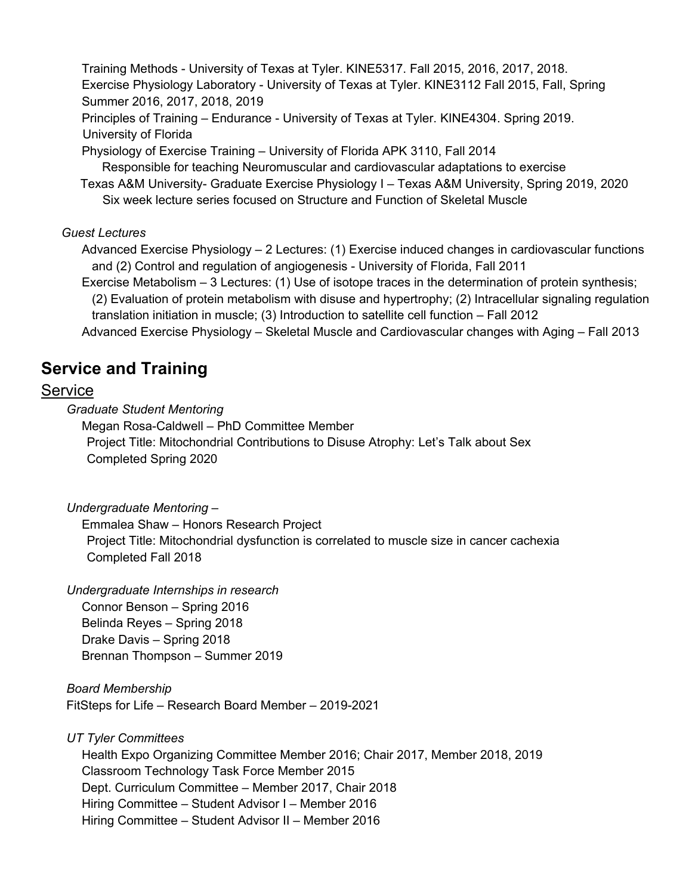Training Methods - University of Texas at Tyler. KINE5317. Fall 2015, 2016, 2017, 2018.
Exercise Physiology Laboratory - University of Texas at Tyler. KINE3112 Fall 2015, Fall, Spring Summer 2016, 2017, 2018, 2019
Principles of Training – Endurance - University of Texas at Tyler. KINE4304. Spring 2019.
University of Florida
Physiology of Exercise Training – University of Florida APK 3110, Fall 2014
Responsible for teaching Neuromuscular and cardiovascular adaptations to exercise
Texas A&M University- Graduate Exercise Physiology I – Texas A&M University, Spring 2019, 2020
Six week lecture series focused on Structure and Function of Skeletal Muscle

*Guest Lectures*

Advanced Exercise Physiology – 2 Lectures: (1) Exercise induced changes in cardiovascular functions and (2) Control and regulation of angiogenesis - University of Florida, Fall 2011
Exercise Metabolism – 3 Lectures: (1) Use of isotope traces in the determination of protein synthesis; (2) Evaluation of protein metabolism with disuse and hypertrophy; (2) Intracellular signaling regulation translation initiation in muscle; (3) Introduction to satellite cell function – Fall 2012
Advanced Exercise Physiology – Skeletal Muscle and Cardiovascular changes with Aging – Fall 2013

# Service and Training

## Service

*Graduate Student Mentoring*

Megan Rosa-Caldwell – PhD Committee Member
Project Title: Mitochondrial Contributions to Disuse Atrophy: Let's Talk about Sex
Completed Spring 2020

*Undergraduate Mentoring* –

Emmalea Shaw – Honors Research Project
Project Title: Mitochondrial dysfunction is correlated to muscle size in cancer cachexia
Completed Fall 2018

*Undergraduate Internships in research*

Connor Benson – Spring 2016
Belinda Reyes – Spring 2018
Drake Davis – Spring 2018
Brennan Thompson – Summer 2019

*Board Membership*

FitSteps for Life – Research Board Member – 2019-2021

*UT Tyler Committees*

Health Expo Organizing Committee Member 2016; Chair 2017, Member 2018, 2019
Classroom Technology Task Force Member 2015
Dept. Curriculum Committee – Member 2017, Chair 2018
Hiring Committee – Student Advisor I – Member 2016
Hiring Committee – Student Advisor II – Member 2016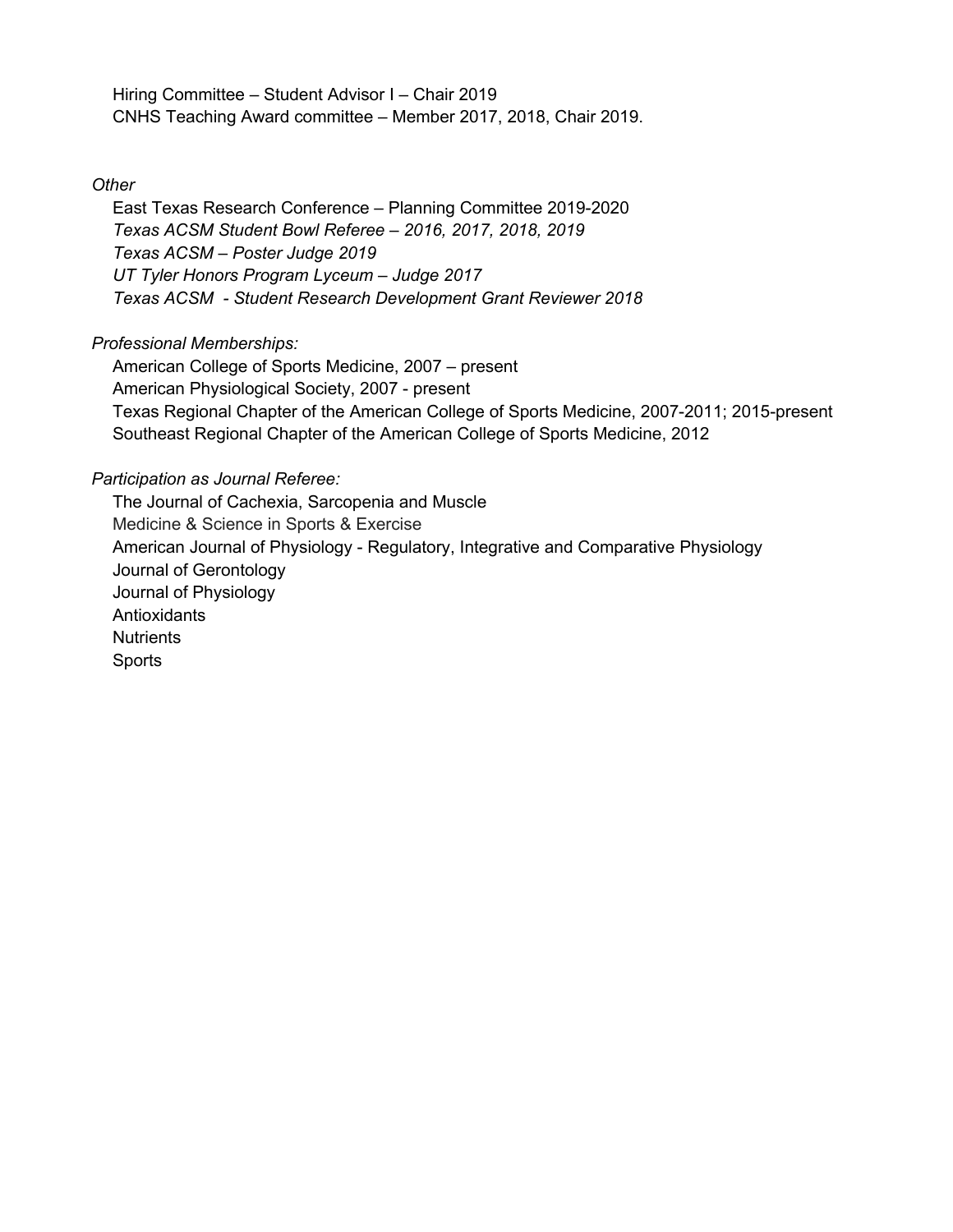Hiring Committee – Student Advisor I – Chair 2019
CNHS Teaching Award committee – Member 2017, 2018, Chair 2019.

*Other*

East Texas Research Conference – Planning Committee 2019-2020
*Texas ACSM Student Bowl Referee – 2016, 2017, 2018, 2019*
*Texas ACSM – Poster Judge 2019*
*UT Tyler Honors Program Lyceum – Judge 2017*
*Texas ACSM - Student Research Development Grant Reviewer 2018*

*Professional Memberships:*

American College of Sports Medicine, 2007 – present
American Physiological Society, 2007 - present
Texas Regional Chapter of the American College of Sports Medicine, 2007-2011; 2015-present
Southeast Regional Chapter of the American College of Sports Medicine, 2012

*Participation as Journal Referee:*

The Journal of Cachexia, Sarcopenia and Muscle
Medicine & Science in Sports & Exercise
American Journal of Physiology - Regulatory, Integrative and Comparative Physiology
Journal of Gerontology
Journal of Physiology
Antioxidants
Nutrients
Sports